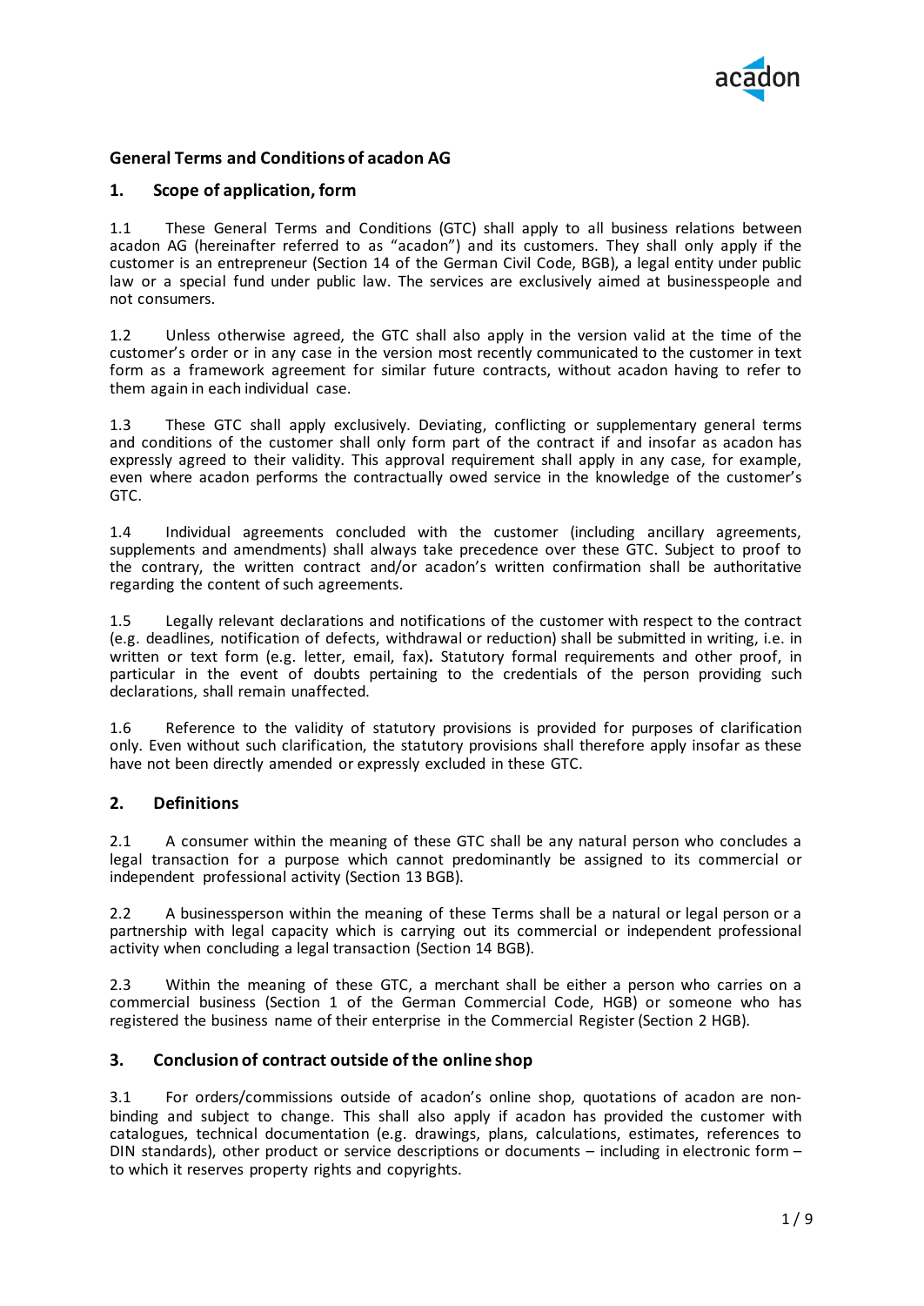## General Terms and Conditions of acadon AG

### 1. Scope of application, form

1.1 These General Terms and Conditions (GTC) shall apply to all business relations between acadon AG (hereinafter referred to as "acadon") and its customers. They shall only apply if the customer is an entrepreneur (Section 14 of the German Civil Code, BGB), a legal entity under public law or a special fund under public law. The services are exclusively aimed at businesspeople and not consumers.

1.2 Unless otherwise agreed, the GTC shall also apply in the version valid at the time of the customer's order or in any case in the version most recently communicated to the customer in text form as a framework agreement for similar future contracts, without acadon having to refer to them again in each individual case.

1.3 These GTC shall apply exclusively. Deviating, conflicting or supplementary general terms and conditions of the customer shall only form part of the contract if and insofar as acadon has expressly agreed to their validity. This approval requirement shall apply in any case, for example, even where acadon performs the contractually owed service in the knowledge of the customer's GTC.

1.4 Individual agreements concluded with the customer (including ancillary agreements, supplements and amendments) shall always take precedence over these GTC. Subject to proof to the contrary, the written contract and/or acadon's written confirmation shall be authoritative regarding the content of such agreements.

1.5 Legally relevant declarations and notifications of the customer with respect to the contract (e.g. deadlines, notification of defects, withdrawal or reduction) shall be submitted in writing, i.e. in written or text form (e.g. letter, email, fax)**.** Statutory formal requirements and other proof, in particular in the event of doubts pertaining to the credentials of the person providing such declarations, shall remain unaffected.

1.6 Reference to the validity of statutory provisions is provided for purposes of clarification only. Even without such clarification, the statutory provisions shall therefore apply insofar as these have not been directly amended or expressly excluded in these GTC.

### 2. Definitions

2.1 A consumer within the meaning of these GTC shall be any natural person who concludes a legal transaction for a purpose which cannot predominantly be assigned to its commercial or independent professional activity (Section 13 BGB).

2.2 A businessperson within the meaning of these Terms shall be a natural or legal person or a partnership with legal capacity which is carrying out its commercial or independent professional activity when concluding a legal transaction (Section 14 BGB).

2.3 Within the meaning of these GTC, a merchant shall be either a person who carries on a commercial business (Section 1 of the German Commercial Code, HGB) or someone who has registered the business name of their enterprise in the Commercial Register (Section 2 HGB).

### 3. Conclusion of contract outside of the online shop

3.1 For orders/commissions outside of acadon's online shop, quotations of acadon are non-binding and subject to change. This shall also apply if acadon has provided the customer with catalogues, technical documentation (e.g. drawings, plans, calculations, estimates, references to DIN standards), other product or service descriptions or documents – including in electronic form – to which it reserves property rights and copyrights.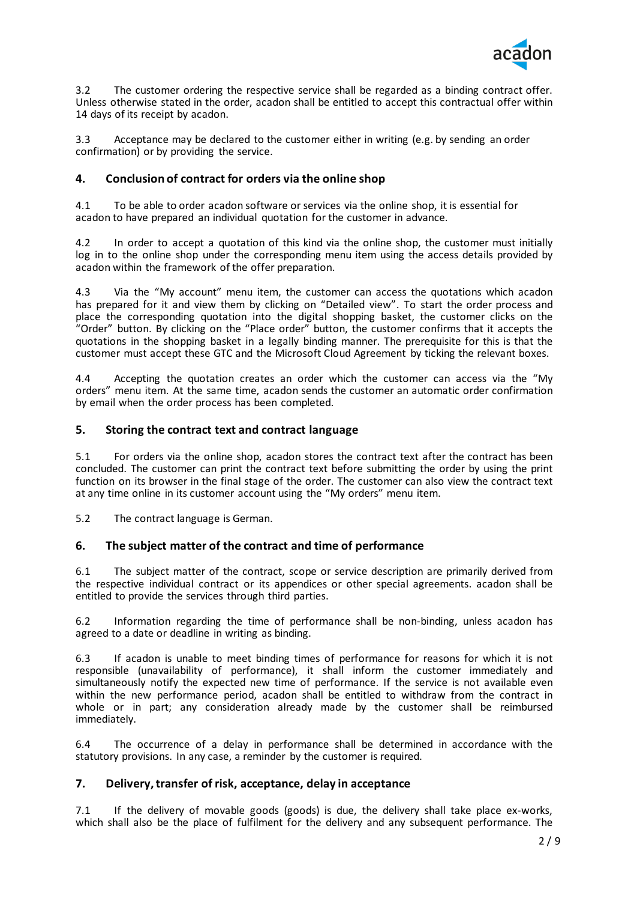3.2 The customer ordering the respective service shall be regarded as a binding contract offer. Unless otherwise stated in the order, acadon shall be entitled to accept this contractual offer within 14 days of its receipt by acadon.

3.3 Acceptance may be declared to the customer either in writing (e.g. by sending an order confirmation) or by providing the service.

## 4. Conclusion of contract for orders via the online shop

4.1 To be able to order acadon software or services via the online shop, it is essential for acadon to have prepared an individual quotation for the customer in advance.

4.2 In order to accept a quotation of this kind via the online shop, the customer must initially log in to the online shop under the corresponding menu item using the access details provided by acadon within the framework of the offer preparation.

4.3 Via the “My account” menu item, the customer can access the quotations which acadon has prepared for it and view them by clicking on “Detailed view”. To start the order process and place the corresponding quotation into the digital shopping basket, the customer clicks on the “Order” button. By clicking on the “Place order” button, the customer confirms that it accepts the quotations in the shopping basket in a legally binding manner. The prerequisite for this is that the customer must accept these GTC and the Microsoft Cloud Agreement by ticking the relevant boxes.

4.4 Accepting the quotation creates an order which the customer can access via the “My orders” menu item. At the same time, acadon sends the customer an automatic order confirmation by email when the order process has been completed.

## 5. Storing the contract text and contract language

5.1 For orders via the online shop, acadon stores the contract text after the contract has been concluded. The customer can print the contract text before submitting the order by using the print function on its browser in the final stage of the order. The customer can also view the contract text at any time online in its customer account using the “My orders” menu item.

5.2 The contract language is German.

## 6. The subject matter of the contract and time of performance

6.1 The subject matter of the contract, scope or service description are primarily derived from the respective individual contract or its appendices or other special agreements. acadon shall be entitled to provide the services through third parties.

6.2 Information regarding the time of performance shall be non-binding, unless acadon has agreed to a date or deadline in writing as binding.

6.3 If acadon is unable to meet binding times of performance for reasons for which it is not responsible (unavailability of performance), it shall inform the customer immediately and simultaneously notify the expected new time of performance. If the service is not available even within the new performance period, acadon shall be entitled to withdraw from the contract in whole or in part; any consideration already made by the customer shall be reimbursed immediately.

6.4 The occurrence of a delay in performance shall be determined in accordance with the statutory provisions. In any case, a reminder by the customer is required.

## 7. Delivery, transfer of risk, acceptance, delay in acceptance

7.1 If the delivery of movable goods (goods) is due, the delivery shall take place ex-works, which shall also be the place of fulfilment for the delivery and any subsequent performance. The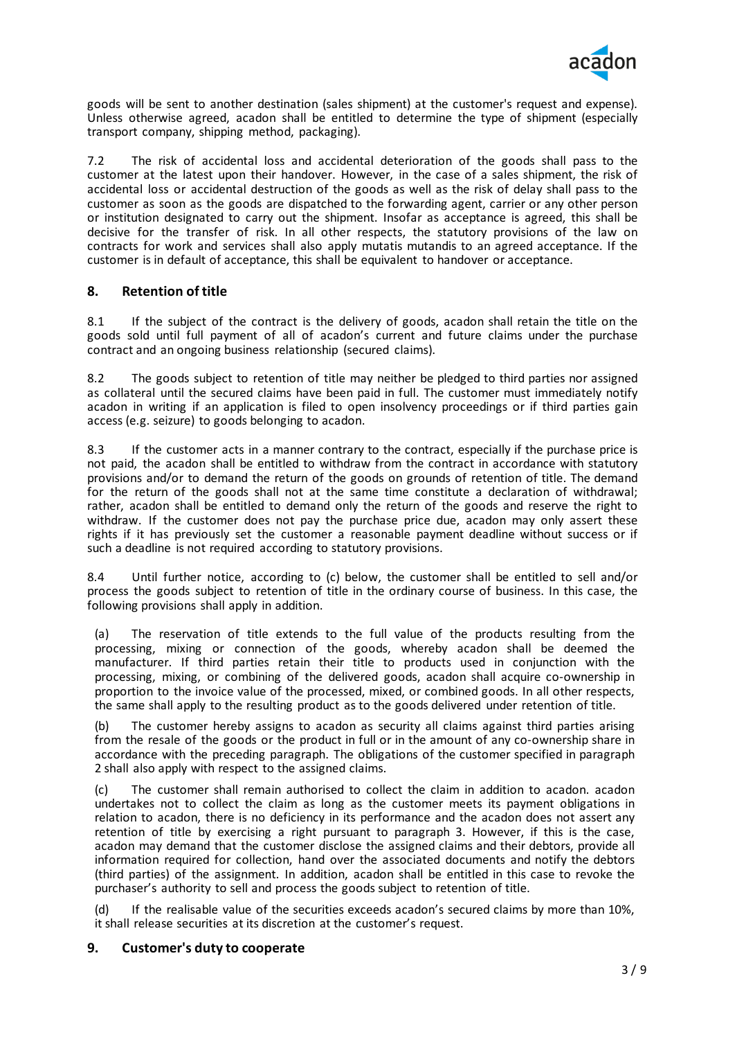goods will be sent to another destination (sales shipment) at the customer's request and expense). Unless otherwise agreed, acadon shall be entitled to determine the type of shipment (especially transport company, shipping method, packaging).

7.2 The risk of accidental loss and accidental deterioration of the goods shall pass to the customer at the latest upon their handover. However, in the case of a sales shipment, the risk of accidental loss or accidental destruction of the goods as well as the risk of delay shall pass to the customer as soon as the goods are dispatched to the forwarding agent, carrier or any other person or institution designated to carry out the shipment. Insofar as acceptance is agreed, this shall be decisive for the transfer of risk. In all other respects, the statutory provisions of the law on contracts for work and services shall also apply mutatis mutandis to an agreed acceptance. If the customer is in default of acceptance, this shall be equivalent to handover or acceptance.

## 8. Retention of title

8.1 If the subject of the contract is the delivery of goods, acadon shall retain the title on the goods sold until full payment of all of acadon's current and future claims under the purchase contract and an ongoing business relationship (secured claims).

8.2 The goods subject to retention of title may neither be pledged to third parties nor assigned as collateral until the secured claims have been paid in full. The customer must immediately notify acadon in writing if an application is filed to open insolvency proceedings or if third parties gain access (e.g. seizure) to goods belonging to acadon.

8.3 If the customer acts in a manner contrary to the contract, especially if the purchase price is not paid, the acadon shall be entitled to withdraw from the contract in accordance with statutory provisions and/or to demand the return of the goods on grounds of retention of title. The demand for the return of the goods shall not at the same time constitute a declaration of withdrawal; rather, acadon shall be entitled to demand only the return of the goods and reserve the right to withdraw. If the customer does not pay the purchase price due, acadon may only assert these rights if it has previously set the customer a reasonable payment deadline without success or if such a deadline is not required according to statutory provisions.

8.4 Until further notice, according to (c) below, the customer shall be entitled to sell and/or process the goods subject to retention of title in the ordinary course of business. In this case, the following provisions shall apply in addition.

(a) The reservation of title extends to the full value of the products resulting from the processing, mixing or connection of the goods, whereby acadon shall be deemed the manufacturer. If third parties retain their title to products used in conjunction with the processing, mixing, or combining of the delivered goods, acadon shall acquire co-ownership in proportion to the invoice value of the processed, mixed, or combined goods. In all other respects, the same shall apply to the resulting product as to the goods delivered under retention of title.

(b) The customer hereby assigns to acadon as security all claims against third parties arising from the resale of the goods or the product in full or in the amount of any co-ownership share in accordance with the preceding paragraph. The obligations of the customer specified in paragraph 2 shall also apply with respect to the assigned claims.

(c) The customer shall remain authorised to collect the claim in addition to acadon. acadon undertakes not to collect the claim as long as the customer meets its payment obligations in relation to acadon, there is no deficiency in its performance and the acadon does not assert any retention of title by exercising a right pursuant to paragraph 3. However, if this is the case, acadon may demand that the customer disclose the assigned claims and their debtors, provide all information required for collection, hand over the associated documents and notify the debtors (third parties) of the assignment. In addition, acadon shall be entitled in this case to revoke the purchaser's authority to sell and process the goods subject to retention of title.

(d) If the realisable value of the securities exceeds acadon's secured claims by more than 10%, it shall release securities at its discretion at the customer's request.

## 9. Customer's duty to cooperate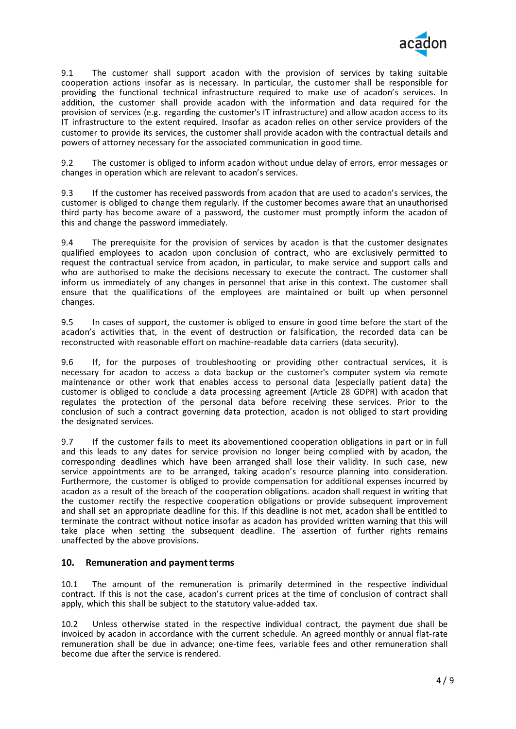9.1 The customer shall support acadon with the provision of services by taking suitable cooperation actions insofar as is necessary. In particular, the customer shall be responsible for providing the functional technical infrastructure required to make use of acadon's services. In addition, the customer shall provide acadon with the information and data required for the provision of services (e.g. regarding the customer's IT infrastructure) and allow acadon access to its IT infrastructure to the extent required. Insofar as acadon relies on other service providers of the customer to provide its services, the customer shall provide acadon with the contractual details and powers of attorney necessary for the associated communication in good time.

9.2 The customer is obliged to inform acadon without undue delay of errors, error messages or changes in operation which are relevant to acadon's services.

9.3 If the customer has received passwords from acadon that are used to acadon's services, the customer is obliged to change them regularly. If the customer becomes aware that an unauthorised third party has become aware of a password, the customer must promptly inform the acadon of this and change the password immediately.

9.4 The prerequisite for the provision of services by acadon is that the customer designates qualified employees to acadon upon conclusion of contract, who are exclusively permitted to request the contractual service from acadon, in particular, to make service and support calls and who are authorised to make the decisions necessary to execute the contract. The customer shall inform us immediately of any changes in personnel that arise in this context. The customer shall ensure that the qualifications of the employees are maintained or built up when personnel changes.

9.5 In cases of support, the customer is obliged to ensure in good time before the start of the acadon's activities that, in the event of destruction or falsification, the recorded data can be reconstructed with reasonable effort on machine-readable data carriers (data security).

9.6 If, for the purposes of troubleshooting or providing other contractual services, it is necessary for acadon to access a data backup or the customer's computer system via remote maintenance or other work that enables access to personal data (especially patient data) the customer is obliged to conclude a data processing agreement (Article 28 GDPR) with acadon that regulates the protection of the personal data before receiving these services. Prior to the conclusion of such a contract governing data protection, acadon is not obliged to start providing the designated services.

9.7 If the customer fails to meet its abovementioned cooperation obligations in part or in full and this leads to any dates for service provision no longer being complied with by acadon, the corresponding deadlines which have been arranged shall lose their validity. In such case, new service appointments are to be arranged, taking acadon's resource planning into consideration. Furthermore, the customer is obliged to provide compensation for additional expenses incurred by acadon as a result of the breach of the cooperation obligations. acadon shall request in writing that the customer rectify the respective cooperation obligations or provide subsequent improvement and shall set an appropriate deadline for this. If this deadline is not met, acadon shall be entitled to terminate the contract without notice insofar as acadon has provided written warning that this will take place when setting the subsequent deadline. The assertion of further rights remains unaffected by the above provisions.

## 10. Remuneration and payment terms

10.1 The amount of the remuneration is primarily determined in the respective individual contract. If this is not the case, acadon's current prices at the time of conclusion of contract shall apply, which this shall be subject to the statutory value-added tax.

10.2 Unless otherwise stated in the respective individual contract, the payment due shall be invoiced by acadon in accordance with the current schedule. An agreed monthly or annual flat-rate remuneration shall be due in advance; one-time fees, variable fees and other remuneration shall become due after the service is rendered.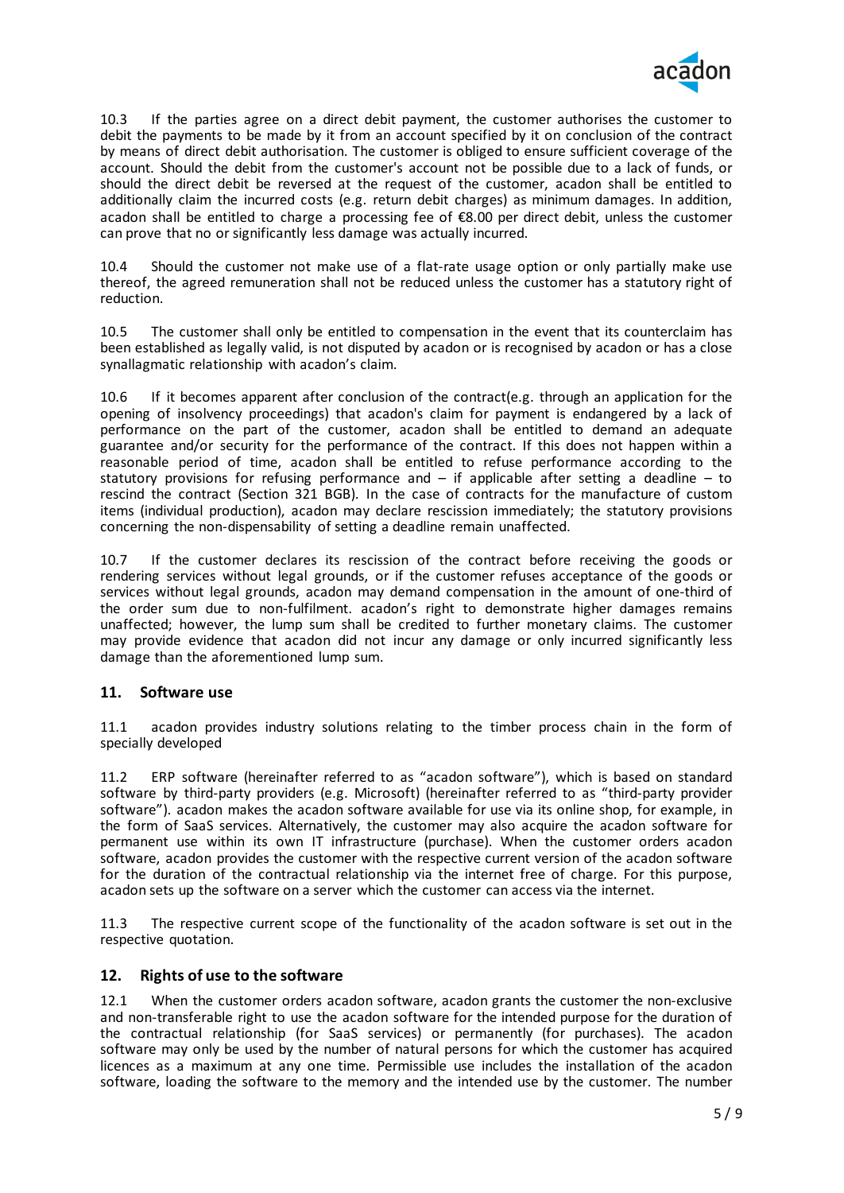10.3 If the parties agree on a direct debit payment, the customer authorises the customer to debit the payments to be made by it from an account specified by it on conclusion of the contract by means of direct debit authorisation. The customer is obliged to ensure sufficient coverage of the account. Should the debit from the customer's account not be possible due to a lack of funds, or should the direct debit be reversed at the request of the customer, acadon shall be entitled to additionally claim the incurred costs (e.g. return debit charges) as minimum damages. In addition, acadon shall be entitled to charge a processing fee of €8.00 per direct debit, unless the customer can prove that no or significantly less damage was actually incurred.

10.4 Should the customer not make use of a flat-rate usage option or only partially make use thereof, the agreed remuneration shall not be reduced unless the customer has a statutory right of reduction.

10.5 The customer shall only be entitled to compensation in the event that its counterclaim has been established as legally valid, is not disputed by acadon or is recognised by acadon or has a close synallagmatic relationship with acadon's claim.

10.6 If it becomes apparent after conclusion of the contract(e.g. through an application for the opening of insolvency proceedings) that acadon's claim for payment is endangered by a lack of performance on the part of the customer, acadon shall be entitled to demand an adequate guarantee and/or security for the performance of the contract. If this does not happen within a reasonable period of time, acadon shall be entitled to refuse performance according to the statutory provisions for refusing performance and – if applicable after setting a deadline – to rescind the contract (Section 321 BGB). In the case of contracts for the manufacture of custom items (individual production), acadon may declare rescission immediately; the statutory provisions concerning the non-dispensability of setting a deadline remain unaffected.

10.7 If the customer declares its rescission of the contract before receiving the goods or rendering services without legal grounds, or if the customer refuses acceptance of the goods or services without legal grounds, acadon may demand compensation in the amount of one-third of the order sum due to non-fulfilment. acadon's right to demonstrate higher damages remains unaffected; however, the lump sum shall be credited to further monetary claims. The customer may provide evidence that acadon did not incur any damage or only incurred significantly less damage than the aforementioned lump sum.

## 11. Software use

11.1 acadon provides industry solutions relating to the timber process chain in the form of specially developed

11.2 ERP software (hereinafter referred to as "acadon software"), which is based on standard software by third-party providers (e.g. Microsoft) (hereinafter referred to as "third-party provider software"). acadon makes the acadon software available for use via its online shop, for example, in the form of SaaS services. Alternatively, the customer may also acquire the acadon software for permanent use within its own IT infrastructure (purchase). When the customer orders acadon software, acadon provides the customer with the respective current version of the acadon software for the duration of the contractual relationship via the internet free of charge. For this purpose, acadon sets up the software on a server which the customer can access via the internet.

11.3 The respective current scope of the functionality of the acadon software is set out in the respective quotation.

## 12. Rights of use to the software

12.1 When the customer orders acadon software, acadon grants the customer the non-exclusive and non-transferable right to use the acadon software for the intended purpose for the duration of the contractual relationship (for SaaS services) or permanently (for purchases). The acadon software may only be used by the number of natural persons for which the customer has acquired licences as a maximum at any one time. Permissible use includes the installation of the acadon software, loading the software to the memory and the intended use by the customer. The number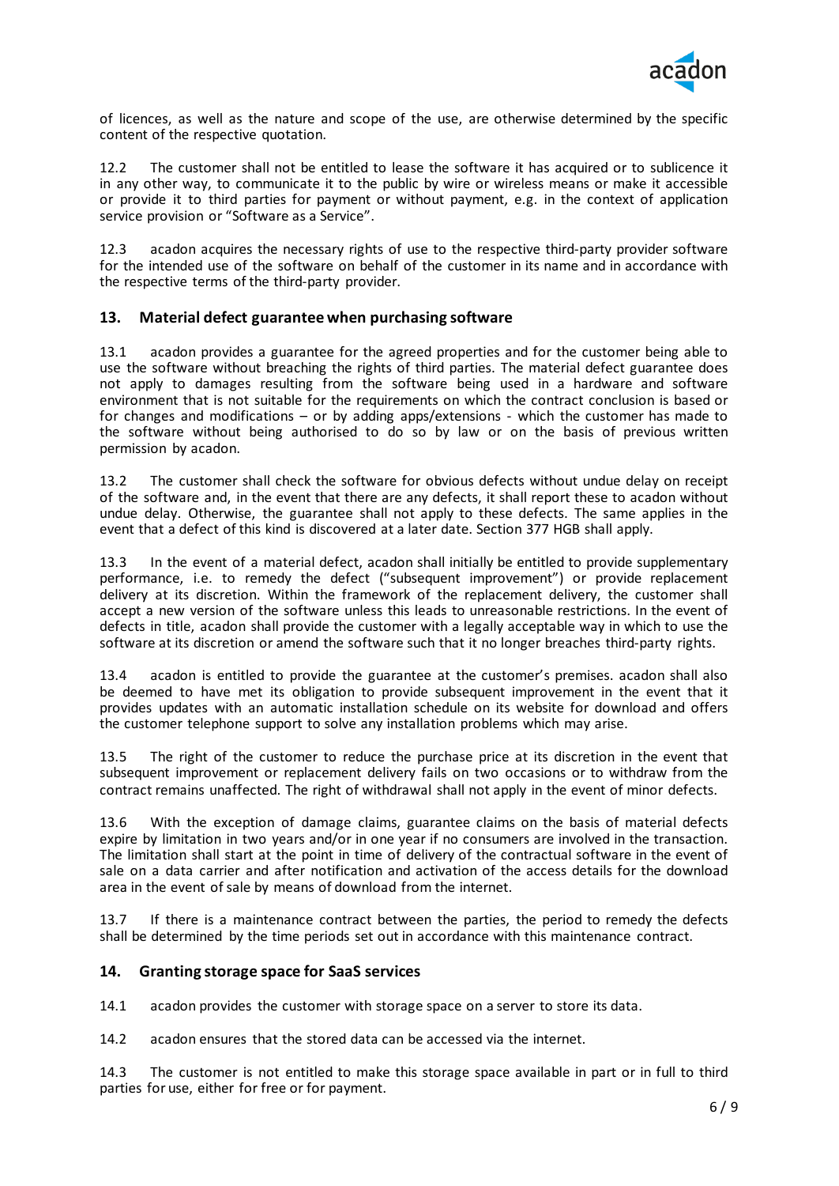of licences, as well as the nature and scope of the use, are otherwise determined by the specific content of the respective quotation.

12.2 The customer shall not be entitled to lease the software it has acquired or to sublicence it in any other way, to communicate it to the public by wire or wireless means or make it accessible or provide it to third parties for payment or without payment, e.g. in the context of application service provision or "Software as a Service".

12.3 acadon acquires the necessary rights of use to the respective third-party provider software for the intended use of the software on behalf of the customer in its name and in accordance with the respective terms of the third-party provider.

## 13. Material defect guarantee when purchasing software

13.1 acadon provides a guarantee for the agreed properties and for the customer being able to use the software without breaching the rights of third parties. The material defect guarantee does not apply to damages resulting from the software being used in a hardware and software environment that is not suitable for the requirements on which the contract conclusion is based or for changes and modifications – or by adding apps/extensions - which the customer has made to the software without being authorised to do so by law or on the basis of previous written permission by acadon.

13.2 The customer shall check the software for obvious defects without undue delay on receipt of the software and, in the event that there are any defects, it shall report these to acadon without undue delay. Otherwise, the guarantee shall not apply to these defects. The same applies in the event that a defect of this kind is discovered at a later date. Section 377 HGB shall apply.

13.3 In the event of a material defect, acadon shall initially be entitled to provide supplementary performance, i.e. to remedy the defect ("subsequent improvement") or provide replacement delivery at its discretion. Within the framework of the replacement delivery, the customer shall accept a new version of the software unless this leads to unreasonable restrictions. In the event of defects in title, acadon shall provide the customer with a legally acceptable way in which to use the software at its discretion or amend the software such that it no longer breaches third-party rights.

13.4 acadon is entitled to provide the guarantee at the customer's premises. acadon shall also be deemed to have met its obligation to provide subsequent improvement in the event that it provides updates with an automatic installation schedule on its website for download and offers the customer telephone support to solve any installation problems which may arise.

13.5 The right of the customer to reduce the purchase price at its discretion in the event that subsequent improvement or replacement delivery fails on two occasions or to withdraw from the contract remains unaffected. The right of withdrawal shall not apply in the event of minor defects.

13.6 With the exception of damage claims, guarantee claims on the basis of material defects expire by limitation in two years and/or in one year if no consumers are involved in the transaction. The limitation shall start at the point in time of delivery of the contractual software in the event of sale on a data carrier and after notification and activation of the access details for the download area in the event of sale by means of download from the internet.

13.7 If there is a maintenance contract between the parties, the period to remedy the defects shall be determined by the time periods set out in accordance with this maintenance contract.

## 14. Granting storage space for SaaS services

14.1 acadon provides the customer with storage space on a server to store its data.

14.2 acadon ensures that the stored data can be accessed via the internet.

14.3 The customer is not entitled to make this storage space available in part or in full to third parties for use, either for free or for payment.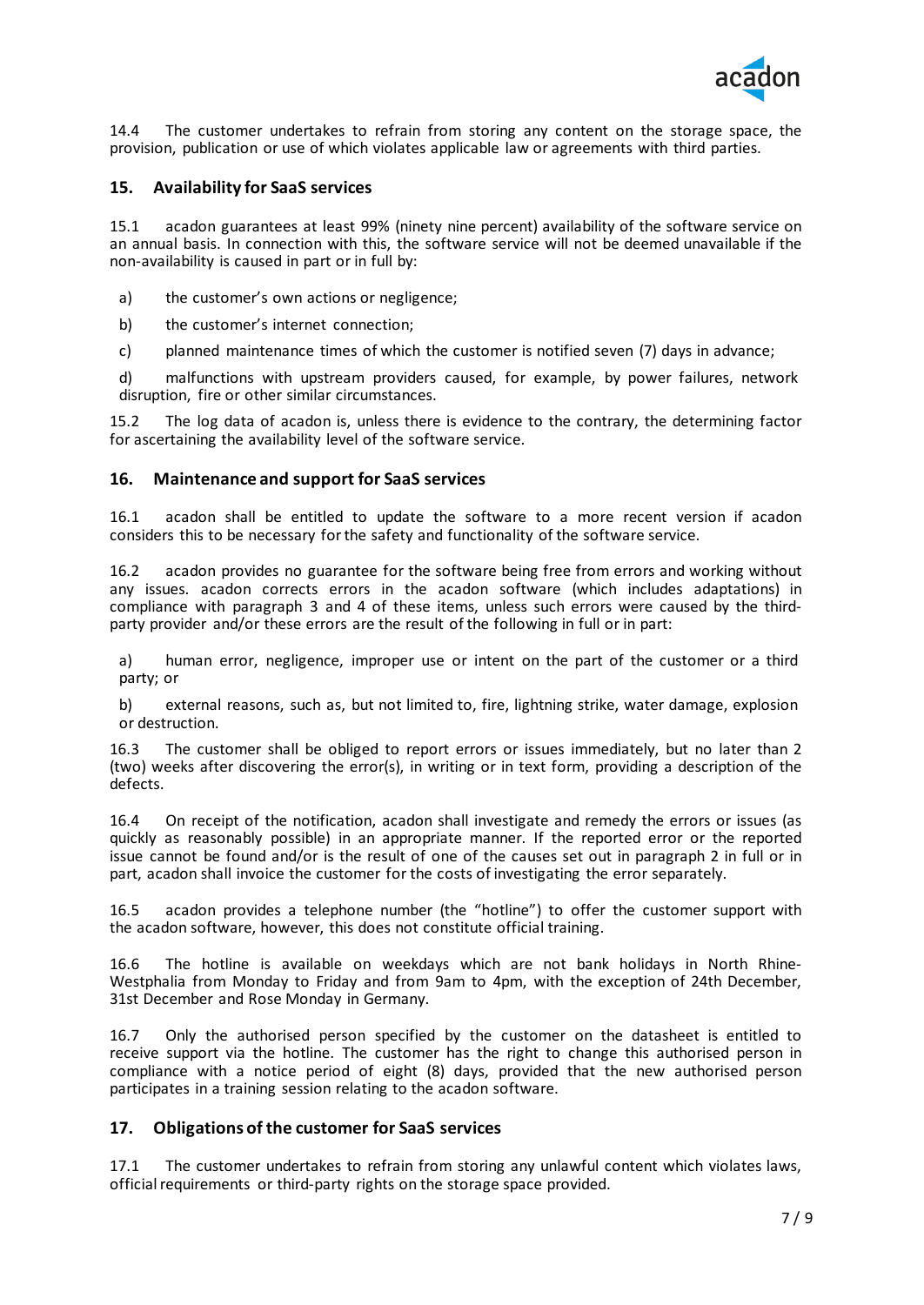14.4 The customer undertakes to refrain from storing any content on the storage space, the provision, publication or use of which violates applicable law or agreements with third parties.

## 15. Availability for SaaS services

15.1 acadon guarantees at least 99% (ninety nine percent) availability of the software service on an annual basis. In connection with this, the software service will not be deemed unavailable if the non-availability is caused in part or in full by:

a) the customer's own actions or negligence;

b) the customer's internet connection;

c) planned maintenance times of which the customer is notified seven (7) days in advance;

d) malfunctions with upstream providers caused, for example, by power failures, network disruption, fire or other similar circumstances.

15.2 The log data of acadon is, unless there is evidence to the contrary, the determining factor for ascertaining the availability level of the software service.

## 16. Maintenance and support for SaaS services

16.1 acadon shall be entitled to update the software to a more recent version if acadon considers this to be necessary for the safety and functionality of the software service.

16.2 acadon provides no guarantee for the software being free from errors and working without any issues. acadon corrects errors in the acadon software (which includes adaptations) in compliance with paragraph 3 and 4 of these items, unless such errors were caused by the third-party provider and/or these errors are the result of the following in full or in part:

a) human error, negligence, improper use or intent on the part of the customer or a third party; or

b) external reasons, such as, but not limited to, fire, lightning strike, water damage, explosion or destruction.

16.3 The customer shall be obliged to report errors or issues immediately, but no later than 2 (two) weeks after discovering the error(s), in writing or in text form, providing a description of the defects.

16.4 On receipt of the notification, acadon shall investigate and remedy the errors or issues (as quickly as reasonably possible) in an appropriate manner. If the reported error or the reported issue cannot be found and/or is the result of one of the causes set out in paragraph 2 in full or in part, acadon shall invoice the customer for the costs of investigating the error separately.

16.5 acadon provides a telephone number (the "hotline") to offer the customer support with the acadon software, however, this does not constitute official training.

16.6 The hotline is available on weekdays which are not bank holidays in North Rhine-Westphalia from Monday to Friday and from 9am to 4pm, with the exception of 24th December, 31st December and Rose Monday in Germany.

16.7 Only the authorised person specified by the customer on the datasheet is entitled to receive support via the hotline. The customer has the right to change this authorised person in compliance with a notice period of eight (8) days, provided that the new authorised person participates in a training session relating to the acadon software.

## 17. Obligations of the customer for SaaS services

17.1 The customer undertakes to refrain from storing any unlawful content which violates laws, official requirements or third-party rights on the storage space provided.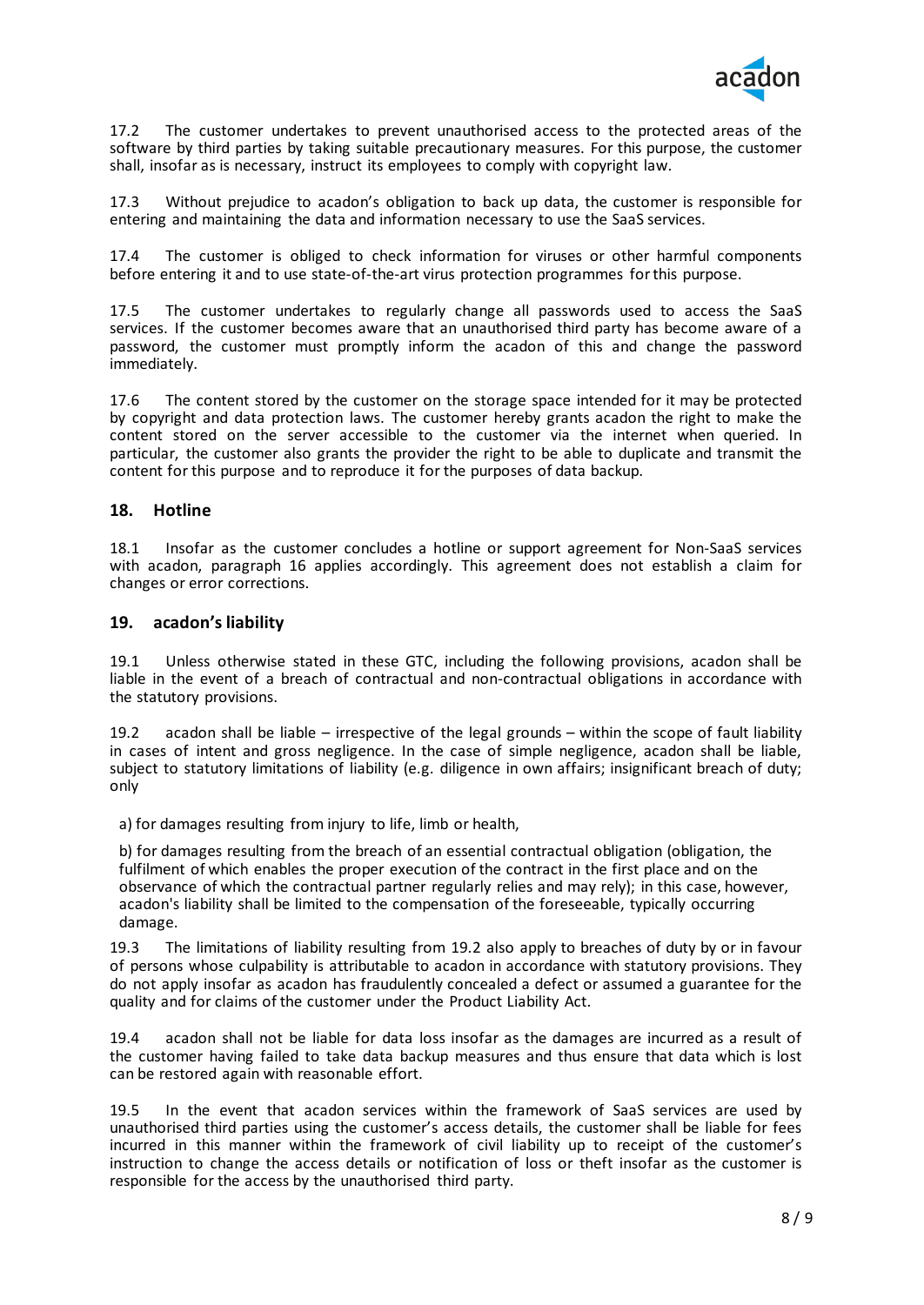17.2 The customer undertakes to prevent unauthorised access to the protected areas of the software by third parties by taking suitable precautionary measures. For this purpose, the customer shall, insofar as is necessary, instruct its employees to comply with copyright law.

17.3 Without prejudice to acadon's obligation to back up data, the customer is responsible for entering and maintaining the data and information necessary to use the SaaS services.

17.4 The customer is obliged to check information for viruses or other harmful components before entering it and to use state-of-the-art virus protection programmes for this purpose.

17.5 The customer undertakes to regularly change all passwords used to access the SaaS services. If the customer becomes aware that an unauthorised third party has become aware of a password, the customer must promptly inform the acadon of this and change the password immediately.

17.6 The content stored by the customer on the storage space intended for it may be protected by copyright and data protection laws. The customer hereby grants acadon the right to make the content stored on the server accessible to the customer via the internet when queried. In particular, the customer also grants the provider the right to be able to duplicate and transmit the content for this purpose and to reproduce it for the purposes of data backup.

## 18. Hotline

18.1 Insofar as the customer concludes a hotline or support agreement for Non-SaaS services with acadon, paragraph 16 applies accordingly. This agreement does not establish a claim for changes or error corrections.

## 19. acadon's liability

19.1 Unless otherwise stated in these GTC, including the following provisions, acadon shall be liable in the event of a breach of contractual and non-contractual obligations in accordance with the statutory provisions.

19.2 acadon shall be liable – irrespective of the legal grounds – within the scope of fault liability in cases of intent and gross negligence. In the case of simple negligence, acadon shall be liable, subject to statutory limitations of liability (e.g. diligence in own affairs; insignificant breach of duty; only

a) for damages resulting from injury to life, limb or health,

b) for damages resulting from the breach of an essential contractual obligation (obligation, the fulfilment of which enables the proper execution of the contract in the first place and on the observance of which the contractual partner regularly relies and may rely); in this case, however, acadon's liability shall be limited to the compensation of the foreseeable, typically occurring damage.

19.3 The limitations of liability resulting from 19.2 also apply to breaches of duty by or in favour of persons whose culpability is attributable to acadon in accordance with statutory provisions. They do not apply insofar as acadon has fraudulently concealed a defect or assumed a guarantee for the quality and for claims of the customer under the Product Liability Act.

19.4 acadon shall not be liable for data loss insofar as the damages are incurred as a result of the customer having failed to take data backup measures and thus ensure that data which is lost can be restored again with reasonable effort.

19.5 In the event that acadon services within the framework of SaaS services are used by unauthorised third parties using the customer's access details, the customer shall be liable for fees incurred in this manner within the framework of civil liability up to receipt of the customer's instruction to change the access details or notification of loss or theft insofar as the customer is responsible for the access by the unauthorised third party.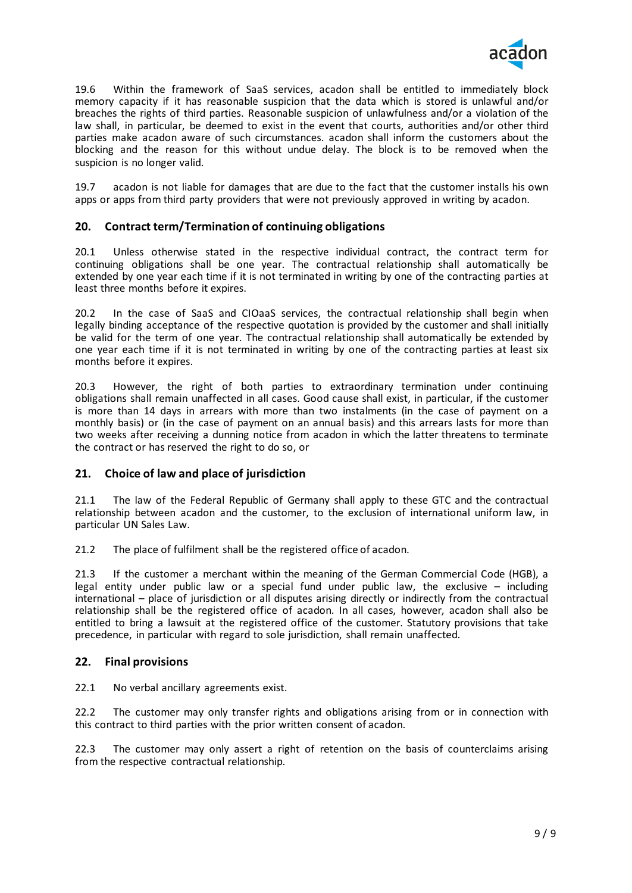19.6 Within the framework of SaaS services, acadon shall be entitled to immediately block memory capacity if it has reasonable suspicion that the data which is stored is unlawful and/or breaches the rights of third parties. Reasonable suspicion of unlawfulness and/or a violation of the law shall, in particular, be deemed to exist in the event that courts, authorities and/or other third parties make acadon aware of such circumstances. acadon shall inform the customers about the blocking and the reason for this without undue delay. The block is to be removed when the suspicion is no longer valid.

19.7 acadon is not liable for damages that are due to the fact that the customer installs his own apps or apps from third party providers that were not previously approved in writing by acadon.

## 20. Contract term/Termination of continuing obligations

20.1 Unless otherwise stated in the respective individual contract, the contract term for continuing obligations shall be one year. The contractual relationship shall automatically be extended by one year each time if it is not terminated in writing by one of the contracting parties at least three months before it expires.

20.2 In the case of SaaS and CIOaaS services, the contractual relationship shall begin when legally binding acceptance of the respective quotation is provided by the customer and shall initially be valid for the term of one year. The contractual relationship shall automatically be extended by one year each time if it is not terminated in writing by one of the contracting parties at least six months before it expires.

20.3 However, the right of both parties to extraordinary termination under continuing obligations shall remain unaffected in all cases. Good cause shall exist, in particular, if the customer is more than 14 days in arrears with more than two instalments (in the case of payment on a monthly basis) or (in the case of payment on an annual basis) and this arrears lasts for more than two weeks after receiving a dunning notice from acadon in which the latter threatens to terminate the contract or has reserved the right to do so, or

## 21. Choice of law and place of jurisdiction

21.1 The law of the Federal Republic of Germany shall apply to these GTC and the contractual relationship between acadon and the customer, to the exclusion of international uniform law, in particular UN Sales Law.

21.2 The place of fulfilment shall be the registered office of acadon.

21.3 If the customer a merchant within the meaning of the German Commercial Code (HGB), a legal entity under public law or a special fund under public law, the exclusive – including international – place of jurisdiction or all disputes arising directly or indirectly from the contractual relationship shall be the registered office of acadon. In all cases, however, acadon shall also be entitled to bring a lawsuit at the registered office of the customer. Statutory provisions that take precedence, in particular with regard to sole jurisdiction, shall remain unaffected.

## 22. Final provisions

22.1 No verbal ancillary agreements exist.

22.2 The customer may only transfer rights and obligations arising from or in connection with this contract to third parties with the prior written consent of acadon.

22.3 The customer may only assert a right of retention on the basis of counterclaims arising from the respective contractual relationship.